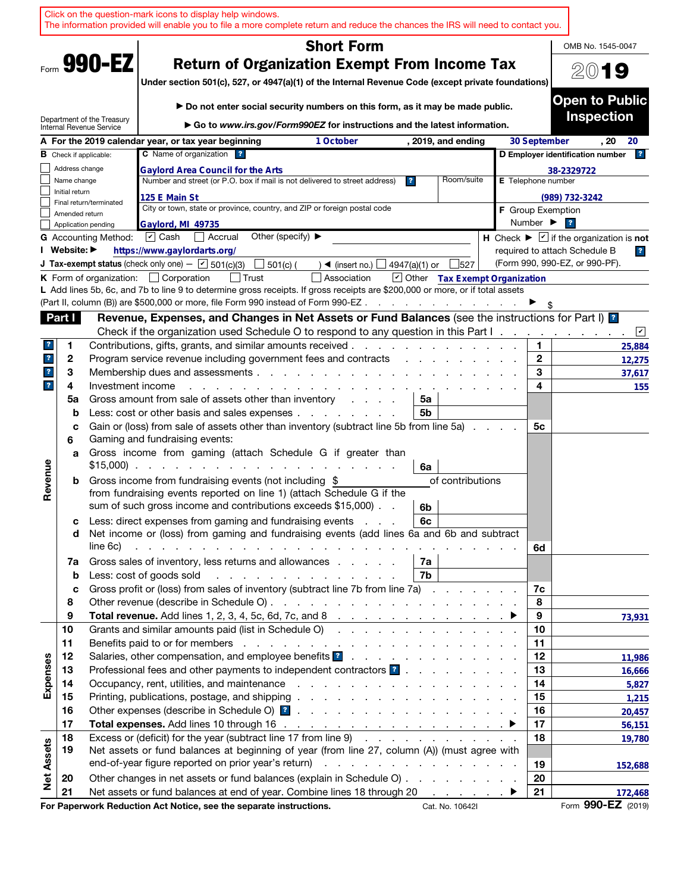Click on the question-mark icons to display help windows.
The information provided will enable you to file a more complete return and reduce the chances the IRS will need to contact you.

Form **990-EZ**

# Short Form
# Return of Organization Exempt From Income Tax

**Under section 501(c), 527, or 4947(a)(1) of the Internal Revenue Code (except private foundations)**

▶ Do not enter social security numbers on this form, as it may be made public.

▶ Go to *www.irs.gov/Form990EZ* for instructions and the latest information.

Department of the Treasury
Internal Revenue Service

OMB No. 1545-0047

**2019**

**Open to Public Inspection**

**A** For the 2019 calendar year, or tax year beginning 1 October , 2019, and ending 30 September , 20 20

**B** Check if applicable:
- ☐ Address change
- ☐ Name change
- ☐ Initial return
- ☐ Final return/terminated
- ☐ Amended return
- ☐ Application pending

**C** Name of organization: Gaylord Area Council for the Arts

Number and street (or P.O. box if mail is not delivered to street address): 125 E Main St — Room/suite:

City or town, state or province, country, and ZIP or foreign postal code: Gaylord, MI 49735

**D** Employer identification number: 38-2329722

**E** Telephone number: (989) 732-3242

**F** Group Exemption Number ▶

**G** Accounting Method: ☑ Cash ☐ Accrual Other (specify) ▶

**H** Check ▶ ☑ if the organization is **not** required to attach Schedule B (Form 990, 990-EZ, or 990-PF).

**I** Website: ▶ https://www.gaylordarts.org/

**J** Tax-exempt status (check only one) — ☑ 501(c)(3) ☐ 501(c) ( ) ◀ (insert no.) ☐ 4947(a)(1) or ☐ 527

**K** Form of organization: ☐ Corporation ☐ Trust ☐ Association ☑ Other Tax Exempt Organization

**L** Add lines 5b, 6c, and 7b to line 9 to determine gross receipts. If gross receipts are $200,000 or more, or if total assets (Part II, column (B)) are $500,000 or more, file Form 990 instead of Form 990-EZ ▶ $

## Part I Revenue, Expenses, and Changes in Net Assets or Fund Balances (see the instructions for Part I)

Check if the organization used Schedule O to respond to any question in this Part I ☑

| Section | Line | Description | Sub-line | Sub-amount | Line | Amount |
|---|---|---|---|---|---|---|
| Revenue | 1 | Contributions, gifts, grants, and similar amounts received | | | 1 | 25,884 |
| | 2 | Program service revenue including government fees and contracts | | | 2 | 12,275 |
| | 3 | Membership dues and assessments | | | 3 | 37,617 |
| | 4 | Investment income | | | 4 | 155 |
| | 5a | Gross amount from sale of assets other than inventory | 5a | | | |
| | b | Less: cost or other basis and sales expenses | 5b | | | |
| | c | Gain or (loss) from sale of assets other than inventory (subtract line 5b from line 5a) | | | 5c | |
| | 6 | Gaming and fundraising events: | | | | |
| | a | Gross income from gaming (attach Schedule G if greater than $15,000) | 6a | | | |
| | b | Gross income from fundraising events (not including $ of contributions from fundraising events reported on line 1) (attach Schedule G if the sum of such gross income and contributions exceeds $15,000) | 6b | | | |
| | c | Less: direct expenses from gaming and fundraising events | 6c | | | |
| | d | Net income or (loss) from gaming and fundraising events (add lines 6a and 6b and subtract line 6c) | | | 6d | |
| | 7a | Gross sales of inventory, less returns and allowances | 7a | | | |
| | b | Less: cost of goods sold | 7b | | | |
| | c | Gross profit or (loss) from sales of inventory (subtract line 7b from line 7a) | | | 7c | |
| | 8 | Other revenue (describe in Schedule O) | | | 8 | |
| | 9 | **Total revenue.** Add lines 1, 2, 3, 4, 5c, 6d, 7c, and 8 ▶ | | | 9 | 73,931 |
| Expenses | 10 | Grants and similar amounts paid (list in Schedule O) | | | 10 | |
| | 11 | Benefits paid to or for members | | | 11 | |
| | 12 | Salaries, other compensation, and employee benefits | | | 12 | 11,986 |
| | 13 | Professional fees and other payments to independent contractors | | | 13 | 16,666 |
| | 14 | Occupancy, rent, utilities, and maintenance | | | 14 | 5,827 |
| | 15 | Printing, publications, postage, and shipping | | | 15 | 1,215 |
| | 16 | Other expenses (describe in Schedule O) | | | 16 | 20,457 |
| | 17 | **Total expenses.** Add lines 10 through 16 ▶ | | | 17 | 56,151 |
| Net Assets | 18 | Excess or (deficit) for the year (subtract line 17 from line 9) | | | 18 | 19,780 |
| | 19 | Net assets or fund balances at beginning of year (from line 27, column (A)) (must agree with end-of-year figure reported on prior year's return) | | | 19 | 152,688 |
| | 20 | Other changes in net assets or fund balances (explain in Schedule O) | | | 20 | |
| | 21 | Net assets or fund balances at end of year. Combine lines 18 through 20 ▶ | | | 21 | 172,468 |

**For Paperwork Reduction Act Notice, see the separate instructions.** Cat. No. 10642I Form **990-EZ** (2019)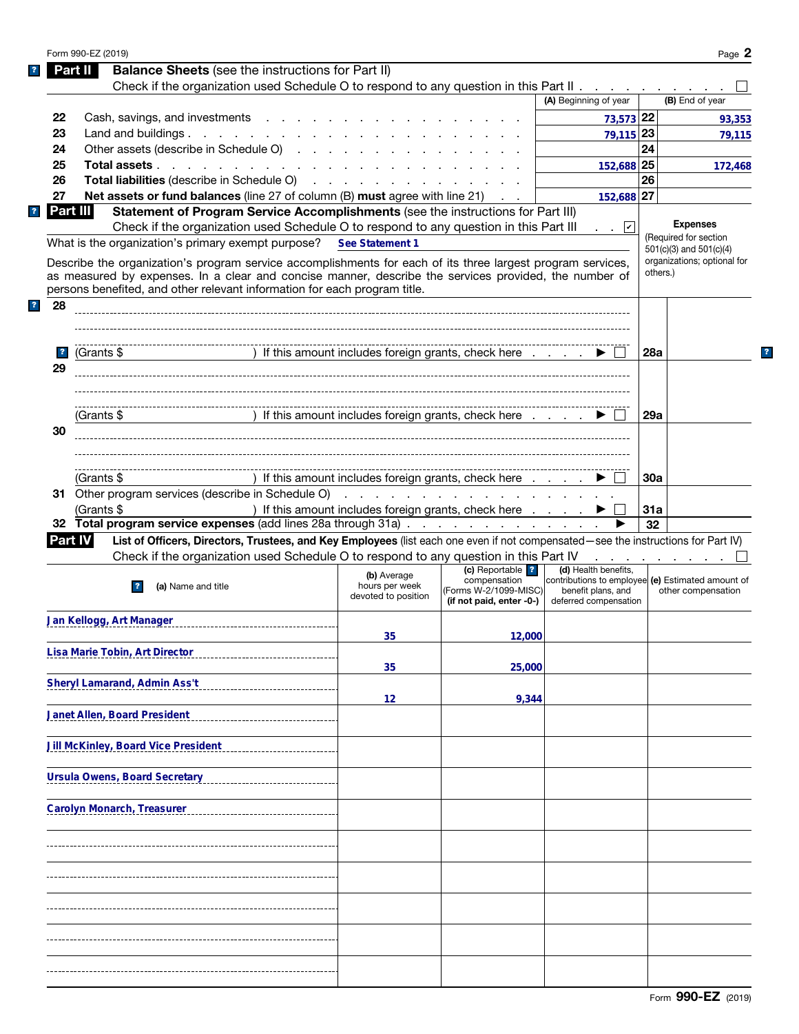Form 990-EZ (2019)

## Part II Balance Sheets (see the instructions for Part II)

Check if the organization used Schedule O to respond to any question in this Part II . . . ☐

| | | (A) Beginning of year | | (B) End of year |
|---|---|---|---|---|
| 22 | Cash, savings, and investments | 73,573 | 22 | 93,353 |
| 23 | Land and buildings | 79,115 | 23 | 79,115 |
| 24 | Other assets (describe in Schedule O) | | 24 | |
| 25 | **Total assets** | 152,688 | 25 | 172,468 |
| 26 | **Total liabilities** (describe in Schedule O) | | 26 | |
| 27 | **Net assets or fund balances** (line 27 of column (B) **must** agree with line 21) | 152,688 | 27 | |

## Part III Statement of Program Service Accomplishments (see the instructions for Part III)

Check if the organization used Schedule O to respond to any question in this Part III . . ☑

What is the organization's primary exempt purpose? **See Statement 1**

Describe the organization's program service accomplishments for each of its three largest program services, as measured by expenses. In a clear and concise manner, describe the services provided, the number of persons benefited, and other relevant information for each program title.

**Expenses** (Required for section 501(c)(3) and 501(c)(4) organizations; optional for others.)

| | | | |
|---|---|---|---|
| 28 | (Grants $ ) If this amount includes foreign grants, check here ▶ ☐ | 28a | |
| 29 | (Grants $ ) If this amount includes foreign grants, check here ▶ ☐ | 29a | |
| 30 | (Grants $ ) If this amount includes foreign grants, check here ▶ ☐ | 30a | |
| 31 | Other program services (describe in Schedule O) (Grants $ ) If this amount includes foreign grants, check here ▶ ☐ | 31a | |
| 32 | **Total program service expenses** (add lines 28a through 31a) ▶ | 32 | |

## Part IV List of Officers, Directors, Trustees, and Key Employees (list each one even if not compensated—see the instructions for Part IV)

Check if the organization used Schedule O to respond to any question in this Part IV . . . ☐

| (a) Name and title | (b) Average hours per week devoted to position | (c) Reportable compensation (Forms W-2/1099-MISC) (if not paid, enter -0-) | (d) Health benefits, contributions to employee benefit plans, and deferred compensation | (e) Estimated amount of other compensation |
|---|---|---|---|---|
| Jan Kellogg, Art Manager | 35 | 12,000 | | |
| Lisa Marie Tobin, Art Director | 35 | 25,000 | | |
| Sheryl Lamarand, Admin Ass't | 12 | 9,344 | | |
| Janet Allen, Board President | | | | |
| Jill McKinley, Board Vice President | | | | |
| Ursula Owens, Board Secretary | | | | |
| Carolyn Monarch, Treasurer | | | | |
| | | | | |
| | | | | |
| | | | | |
| | | | | |
| | | | | |

Form **990-EZ** (2019)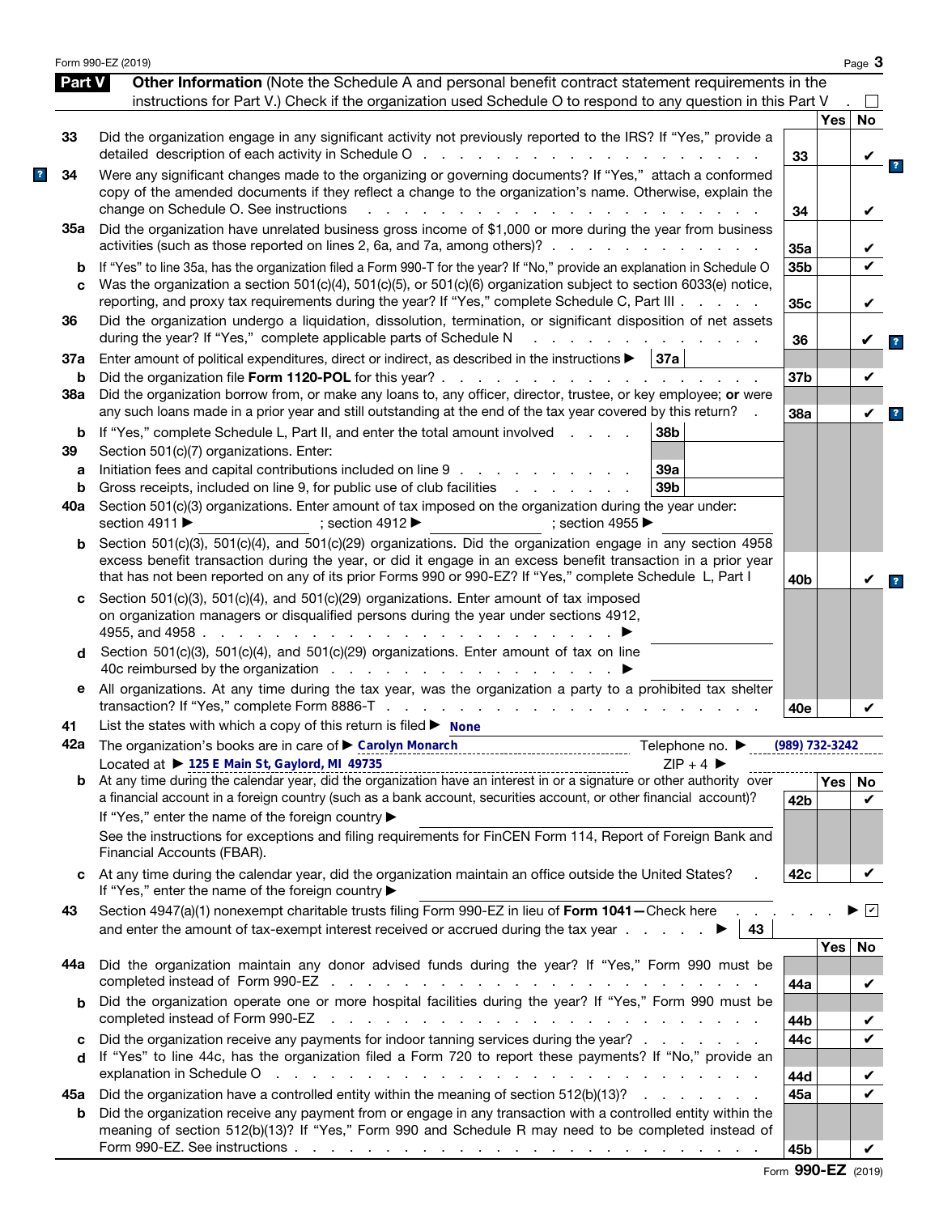## Part V Other Information

(Note the Schedule A and personal benefit contract statement requirements in the instructions for Part V.) Check if the organization used Schedule O to respond to any question in this Part V . ☐

| | | Line | Yes | No |
|---|---|---|---|---|
| 33 | Did the organization engage in any significant activity not previously reported to the IRS? If "Yes," provide a detailed description of each activity in Schedule O | 33 | | ✔ |
| 34 | Were any significant changes made to the organizing or governing documents? If "Yes," attach a conformed copy of the amended documents if they reflect a change to the organization's name. Otherwise, explain the change on Schedule O. See instructions | 34 | | ✔ |
| 35a | Did the organization have unrelated business gross income of $1,000 or more during the year from business activities (such as those reported on lines 2, 6a, and 7a, among others)? | 35a | | ✔ |
| b | If "Yes" to line 35a, has the organization filed a Form 990-T for the year? If "No," provide an explanation in Schedule O | 35b | | ✔ |
| c | Was the organization a section 501(c)(4), 501(c)(5), or 501(c)(6) organization subject to section 6033(e) notice, reporting, and proxy tax requirements during the year? If "Yes," complete Schedule C, Part III | 35c | | ✔ |
| 36 | Did the organization undergo a liquidation, dissolution, termination, or significant disposition of net assets during the year? If "Yes," complete applicable parts of Schedule N | 36 | | ✔ |
| 37a | Enter amount of political expenditures, direct or indirect, as described in the instructions ▶ 37a | | | |
| b | Did the organization file **Form 1120-POL** for this year? | 37b | | ✔ |
| 38a | Did the organization borrow from, or make any loans to, any officer, director, trustee, or key employee; **or** were any such loans made in a prior year and still outstanding at the end of the tax year covered by this return? | 38a | | ✔ |
| b | If "Yes," complete Schedule L, Part II, and enter the total amount involved 38b | | | |
| 39 | Section 501(c)(7) organizations. Enter: | | | |
| a | Initiation fees and capital contributions included on line 9 39a | | | |
| b | Gross receipts, included on line 9, for public use of club facilities 39b | | | |
| 40a | Section 501(c)(3) organizations. Enter amount of tax imposed on the organization during the year under: section 4911 ▶ ; section 4912 ▶ ; section 4955 ▶ | | | |
| b | Section 501(c)(3), 501(c)(4), and 501(c)(29) organizations. Did the organization engage in any section 4958 excess benefit transaction during the year, or did it engage in an excess benefit transaction in a prior year that has not been reported on any of its prior Forms 990 or 990-EZ? If "Yes," complete Schedule L, Part I | 40b | | ✔ |
| c | Section 501(c)(3), 501(c)(4), and 501(c)(29) organizations. Enter amount of tax imposed on organization managers or disqualified persons during the year under sections 4912, 4955, and 4958 ▶ | | | |
| d | Section 501(c)(3), 501(c)(4), and 501(c)(29) organizations. Enter amount of tax on line 40c reimbursed by the organization ▶ | | | |
| e | All organizations. At any time during the tax year, was the organization a party to a prohibited tax shelter transaction? If "Yes," complete Form 8886-T | 40e | | ✔ |

41 List the states with which a copy of this return is filed ▶ None

42a The organization's books are in care of ▶ Carolyn Monarch Telephone no. ▶ (989) 732-3242

Located at ▶ 125 E Main St, Gaylord, MI 49735 ZIP + 4 ▶

| | | Line | Yes | No |
|---|---|---|---|---|
| b | At any time during the calendar year, did the organization have an interest in or a signature or other authority over a financial account in a foreign country (such as a bank account, securities account, or other financial account)? If "Yes," enter the name of the foreign country ▶ See the instructions for exceptions and filing requirements for FinCEN Form 114, Report of Foreign Bank and Financial Accounts (FBAR). | 42b | | ✔ |
| c | At any time during the calendar year, did the organization maintain an office outside the United States? If "Yes," enter the name of the foreign country ▶ | 42c | | ✔ |

43 Section 4947(a)(1) nonexempt charitable trusts filing Form 990-EZ in lieu of **Form 1041**—Check here ▶ ☑ and enter the amount of tax-exempt interest received or accrued during the tax year ▶ 43

| | | Line | Yes | No |
|---|---|---|---|---|
| 44a | Did the organization maintain any donor advised funds during the year? If "Yes," Form 990 must be completed instead of Form 990-EZ | 44a | | ✔ |
| b | Did the organization operate one or more hospital facilities during the year? If "Yes," Form 990 must be completed instead of Form 990-EZ | 44b | | ✔ |
| c | Did the organization receive any payments for indoor tanning services during the year? | 44c | | ✔ |
| d | If "Yes" to line 44c, has the organization filed a Form 720 to report these payments? If "No," provide an explanation in Schedule O | 44d | | ✔ |
| 45a | Did the organization have a controlled entity within the meaning of section 512(b)(13)? | 45a | | ✔ |
| b | Did the organization receive any payment from or engage in any transaction with a controlled entity within the meaning of section 512(b)(13)? If "Yes," Form 990 and Schedule R may need to be completed instead of Form 990-EZ. See instructions | 45b | | ✔ |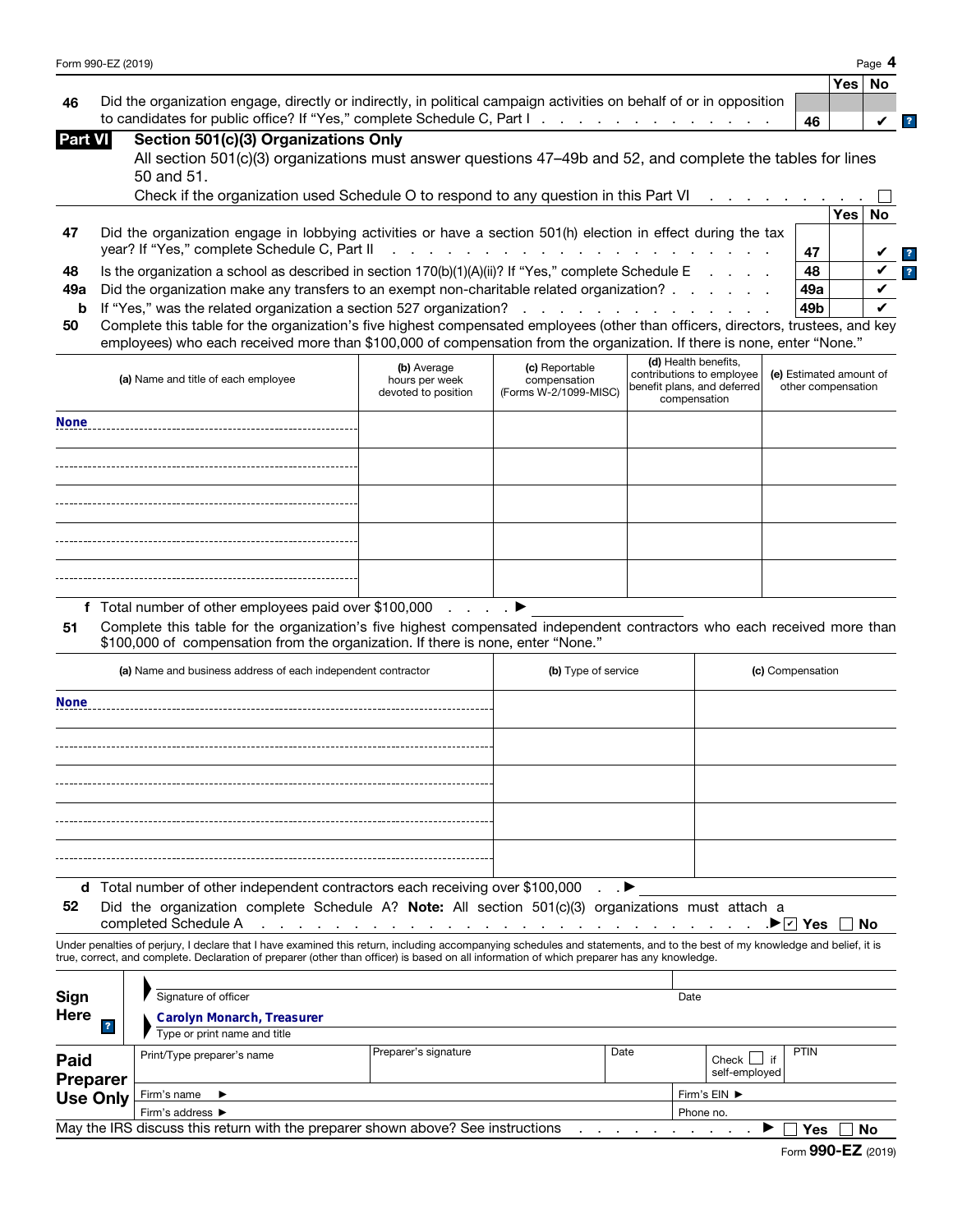Form 990-EZ (2019)

| | | | Yes | No |
|---|---|---|---|---|
| 46 | Did the organization engage, directly or indirectly, in political campaign activities on behalf of or in opposition to candidates for public office? If "Yes," complete Schedule C, Part I | 46 | | ✔ |

## Part VI Section 501(c)(3) Organizations Only

All section 501(c)(3) organizations must answer questions 47–49b and 52, and complete the tables for lines 50 and 51.

Check if the organization used Schedule O to respond to any question in this Part VI ☐

| | | | Yes | No |
|---|---|---|---|---|
| 47 | Did the organization engage in lobbying activities or have a section 501(h) election in effect during the tax year? If "Yes," complete Schedule C, Part II | 47 | | ✔ |
| 48 | Is the organization a school as described in section 170(b)(1)(A)(ii)? If "Yes," complete Schedule E | 48 | | ✔ |
| 49a | Did the organization make any transfers to an exempt non-charitable related organization? | 49a | | ✔ |
| b | If "Yes," was the related organization a section 527 organization? | 49b | | ✔ |

**50** Complete this table for the organization's five highest compensated employees (other than officers, directors, trustees, and key employees) who each received more than $100,000 of compensation from the organization. If there is none, enter "None."

| (a) Name and title of each employee | (b) Average hours per week devoted to position | (c) Reportable compensation (Forms W-2/1099-MISC) | (d) Health benefits, contributions to employee benefit plans, and deferred compensation | (e) Estimated amount of other compensation |
|---|---|---|---|---|
| None | | | | |
| | | | | |
| | | | | |
| | | | | |
| | | | | |

**f** Total number of other employees paid over $100,000 ▶

**51** Complete this table for the organization's five highest compensated independent contractors who each received more than $100,000 of compensation from the organization. If there is none, enter "None."

| (a) Name and business address of each independent contractor | (b) Type of service | (c) Compensation |
|---|---|---|
| None | | |
| | | |
| | | |
| | | |
| | | |

**d** Total number of other independent contractors each receiving over $100,000 ▶

**52** Did the organization complete Schedule A? **Note:** All section 501(c)(3) organizations must attach a completed Schedule A ▶ ☑ Yes ☐ No

Under penalties of perjury, I declare that I have examined this return, including accompanying schedules and statements, and to the best of my knowledge and belief, it is true, correct, and complete. Declaration of preparer (other than officer) is based on all information of which preparer has any knowledge.

**Sign Here**

Signature of officer | Date

Carolyn Monarch, Treasurer

Type or print name and title

**Paid Preparer Use Only**

| Print/Type preparer's name | Preparer's signature | Date | Check ☐ if self-employed | PTIN |
|---|---|---|---|---|
| Firm's name ▶ | | | Firm's EIN ▶ | |
| Firm's address ▶ | | | Phone no. | |

May the IRS discuss this return with the preparer shown above? See instructions ▶ ☐ Yes ☐ No

Form **990-EZ** (2019)